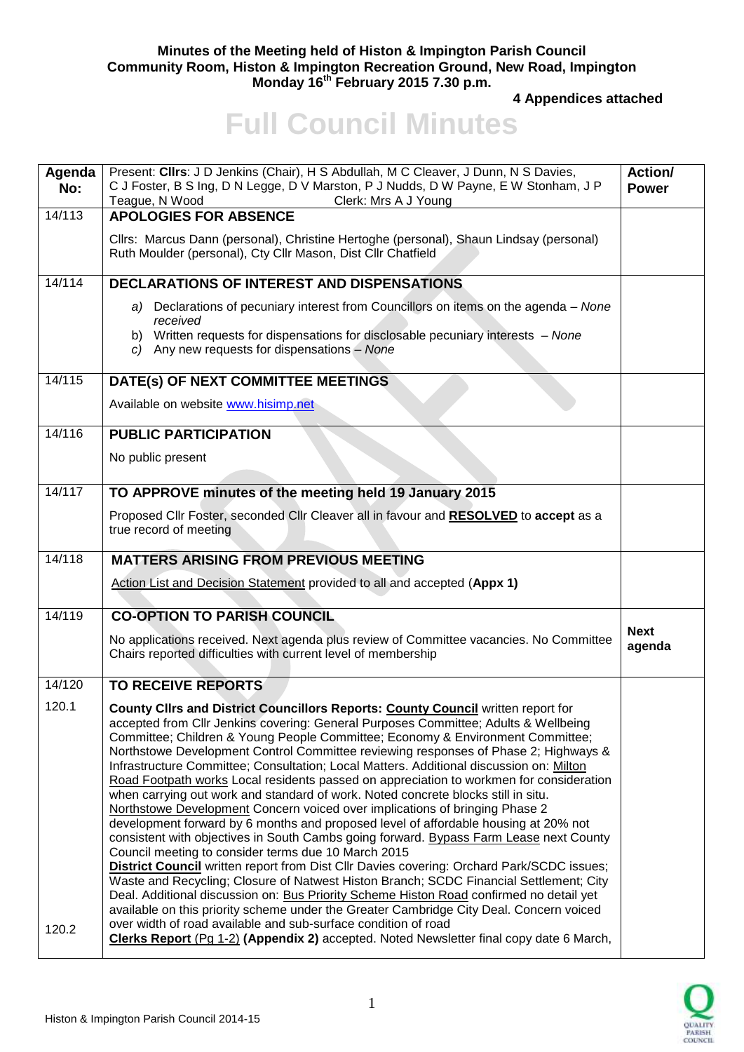**Minutes of the Meeting held of Histon & Impington Parish Council**
**Community Room, Histon & Impington Recreation Ground, New Road, Impington**
**Monday 16th February 2015 7.30 p.m.**

**4 Appendices attached**

# Full Council Minutes

| Agenda No: | Present: **Cllrs**: J D Jenkins (Chair), H S Abdullah, M C Cleaver, J Dunn, N S Davies, C J Foster, B S Ing, D N Legge, D V Marston, P J Nudds, D W Payne, E W Stonham, J P Teague, N Wood Clerk: Mrs A J Young | Action/ Power |
|---|---|---|
| 14/113 | **APOLOGIES FOR ABSENCE**<br><br>Cllrs: Marcus Dann (personal), Christine Hertoghe (personal), Shaun Lindsay (personal) Ruth Moulder (personal), Cty Cllr Mason, Dist Cllr Chatfield | |
| 14/114 | **DECLARATIONS OF INTEREST AND DISPENSATIONS**<br><br>a) Declarations of pecuniary interest from Councillors on items on the agenda – *None received*<br>b) Written requests for dispensations for disclosable pecuniary interests – *None*<br>c) Any new requests for dispensations – *None* | |
| 14/115 | **DATE(s) OF NEXT COMMITTEE MEETINGS**<br><br>Available on website www.hisimp.net | |
| 14/116 | **PUBLIC PARTICIPATION**<br><br>No public present | |
| 14/117 | **TO APPROVE minutes of the meeting held 19 January 2015**<br><br>Proposed Cllr Foster, seconded Cllr Cleaver all in favour and **RESOLVED** to **accept** as a true record of meeting | |
| 14/118 | **MATTERS ARISING FROM PREVIOUS MEETING**<br><br>Action List and Decision Statement provided to all and accepted (**Appx 1)** | |
| 14/119 | **CO-OPTION TO PARISH COUNCIL**<br><br>No applications received. Next agenda plus review of Committee vacancies. No Committee Chairs reported difficulties with current level of membership | **Next agenda** |
| 14/120 | **TO RECEIVE REPORTS** | |
| 120.1 | **County Cllrs and District Councillors Reports: County Council** written report for accepted from Cllr Jenkins covering: General Purposes Committee; Adults & Wellbeing Committee; Children & Young People Committee; Economy & Environment Committee; Northstowe Development Control Committee reviewing responses of Phase 2; Highways & Infrastructure Committee; Consultation; Local Matters. Additional discussion on: Milton Road Footpath works Local residents passed on appreciation to workmen for consideration when carrying out work and standard of work. Noted concrete blocks still in situ. Northstowe Development Concern voiced over implications of bringing Phase 2 development forward by 6 months and proposed level of affordable housing at 20% not consistent with objectives in South Cambs going forward. Bypass Farm Lease next County Council meeting to consider terms due 10 March 2015<br>**District Council** written report from Dist Cllr Davies covering: Orchard Park/SCDC issues; Waste and Recycling; Closure of Natwest Histon Branch; SCDC Financial Settlement; City Deal. Additional discussion on: Bus Priority Scheme Histon Road confirmed no detail yet available on this priority scheme under the Greater Cambridge City Deal. Concern voiced over width of road available and sub-surface condition of road | |
| 120.2 | **Clerks Report** (Pg 1-2) **(Appendix 2)** accepted. Noted Newsletter final copy date 6 March, | |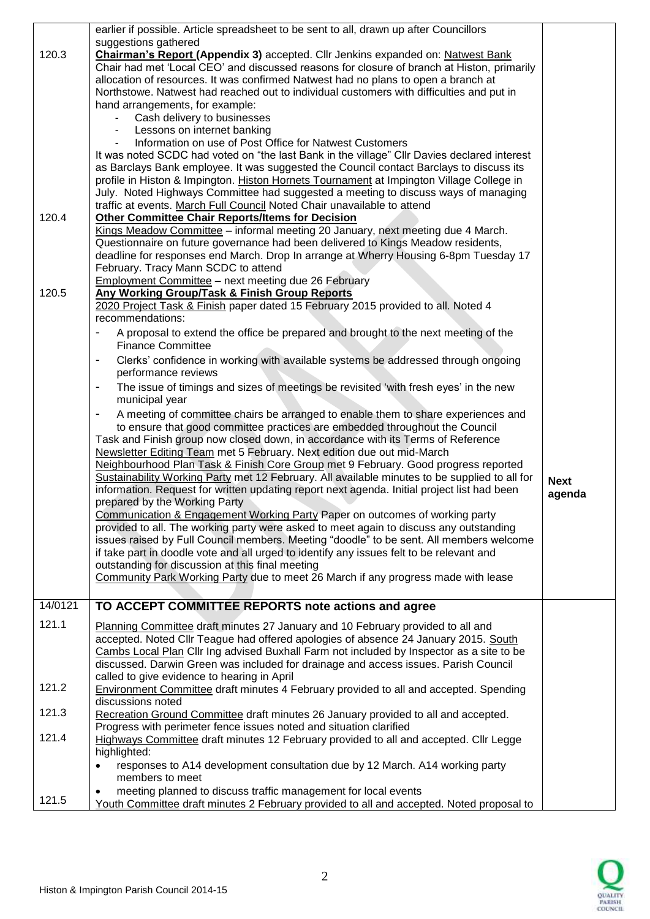| | | |
|---|---|---|
| | earlier if possible. Article spreadsheet to be sent to all, drawn up after Councillors suggestions gathered | |
| 120.3 | **Chairman's Report (Appendix 3)** accepted. Cllr Jenkins expanded on: Natwest Bank Chair had met 'Local CEO' and discussed reasons for closure of branch at Histon, primarily allocation of resources. It was confirmed Natwest had no plans to open a branch at Northstowe. Natwest had reached out to individual customers with difficulties and put in hand arrangements, for example:<br>- Cash delivery to businesses<br>- Lessons on internet banking<br>- Information on use of Post Office for Natwest Customers<br>It was noted SCDC had voted on "the last Bank in the village" Cllr Davies declared interest as Barclays Bank employee. It was suggested the Council contact Barclays to discuss its profile in Histon & Impington. Histon Hornets Tournament at Impington Village College in July. Noted Highways Committee had suggested a meeting to discuss ways of managing traffic at events. March Full Council Noted Chair unavailable to attend | |
| 120.4 | **Other Committee Chair Reports/Items for Decision**<br>Kings Meadow Committee – informal meeting 20 January, next meeting due 4 March. Questionnaire on future governance had been delivered to Kings Meadow residents, deadline for responses end March. Drop In arrange at Wherry Housing 6-8pm Tuesday 17 February. Tracy Mann SCDC to attend<br>Employment Committee – next meeting due 26 February | |
| 120.5 | **Any Working Group/Task & Finish Group Reports**<br>2020 Project Task & Finish paper dated 15 February 2015 provided to all. Noted 4 recommendations:<br>- A proposal to extend the office be prepared and brought to the next meeting of the Finance Committee<br>- Clerks' confidence in working with available systems be addressed through ongoing performance reviews<br>- The issue of timings and sizes of meetings be revisited 'with fresh eyes' in the new municipal year<br>- A meeting of committee chairs be arranged to enable them to share experiences and to ensure that good committee practices are embedded throughout the Council<br>Task and Finish group now closed down, in accordance with its Terms of Reference<br>Newsletter Editing Team met 5 February. Next edition due out mid-March<br>Neighbourhood Plan Task & Finish Core Group met 9 February. Good progress reported<br>Sustainability Working Party met 12 February. All available minutes to be supplied to all for information. Request for written updating report next agenda. Initial project list had been prepared by the Working Party<br>Communication & Engagement Working Party Paper on outcomes of working party provided to all. The working party were asked to meet again to discuss any outstanding issues raised by Full Council members. Meeting "doodle" to be sent. All members welcome if take part in doodle vote and all urged to identify any issues felt to be relevant and outstanding for discussion at this final meeting<br>Community Park Working Party due to meet 26 March if any progress made with lease | **Next agenda** |
| 14/0121 | **TO ACCEPT COMMITTEE REPORTS note actions and agree** | |
| 121.1 | Planning Committee draft minutes 27 January and 10 February provided to all and accepted. Noted Cllr Teague had offered apologies of absence 24 January 2015. South Cambs Local Plan Cllr Ing advised Buxhall Farm not included by Inspector as a site to be discussed. Darwin Green was included for drainage and access issues. Parish Council called to give evidence to hearing in April | |
| 121.2 | Environment Committee draft minutes 4 February provided to all and accepted. Spending discussions noted | |
| 121.3 | Recreation Ground Committee draft minutes 26 January provided to all and accepted. Progress with perimeter fence issues noted and situation clarified | |
| 121.4 | Highways Committee draft minutes 12 February provided to all and accepted. Cllr Legge highlighted:<br>• responses to A14 development consultation due by 12 March. A14 working party members to meet<br>• meeting planned to discuss traffic management for local events | |
| 121.5 | Youth Committee draft minutes 2 February provided to all and accepted. Noted proposal to | |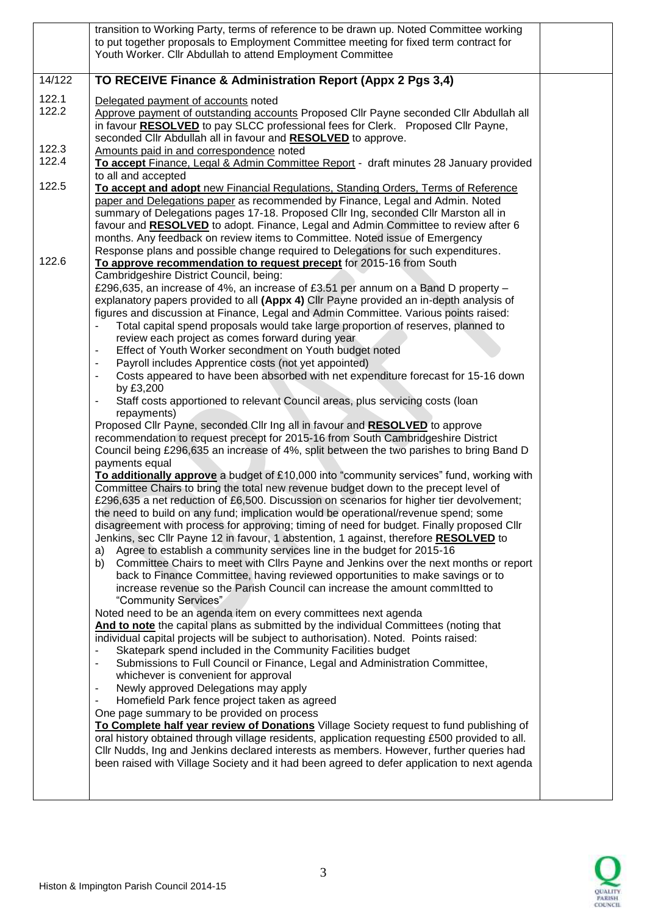| | | |
|---|---|---|
| | transition to Working Party, terms of reference to be drawn up. Noted Committee working to put together proposals to Employment Committee meeting for fixed term contract for Youth Worker. Cllr Abdullah to attend Employment Committee | |
| 14/122 | **TO RECEIVE Finance & Administration Report (Appx 2 Pgs 3,4)** | |
| 122.1<br>122.2<br><br><br>122.3<br>122.4<br><br>122.5<br><br><br><br><br><br>122.6 | Delegated payment of accounts noted<br>Approve payment of outstanding accounts Proposed Cllr Payne seconded Cllr Abdullah all in favour **RESOLVED** to pay SLCC professional fees for Clerk. Proposed Cllr Payne, seconded Cllr Abdullah all in favour and **RESOLVED** to approve.<br>Amounts paid in and correspondence noted<br>**To accept** Finance, Legal & Admin Committee Report - draft minutes 28 January provided to all and accepted<br>**To accept and adopt** new Financial Regulations, Standing Orders, Terms of Reference paper and Delegations paper as recommended by Finance, Legal and Admin. Noted summary of Delegations pages 17-18. Proposed Cllr Ing, seconded Cllr Marston all in favour and **RESOLVED** to adopt. Finance, Legal and Admin Committee to review after 6 months. Any feedback on review items to Committee. Noted issue of Emergency Response plans and possible change required to Delegations for such expenditures.<br>**To approve recommendation to request precept** for 2015-16 from South Cambridgeshire District Council, being:<br>£296,635, an increase of 4%, an increase of £3.51 per annum on a Band D property – explanatory papers provided to all **(Appx 4)** Cllr Payne provided an in-depth analysis of figures and discussion at Finance, Legal and Admin Committee. Various points raised:<br>- Total capital spend proposals would take large proportion of reserves, planned to review each project as comes forward during year<br>- Effect of Youth Worker secondment on Youth budget noted<br>- Payroll includes Apprentice costs (not yet appointed)<br>- Costs appeared to have been absorbed with net expenditure forecast for 15-16 down by £3,200<br>- Staff costs apportioned to relevant Council areas, plus servicing costs (loan repayments)<br>Proposed Cllr Payne, seconded Cllr Ing all in favour and **RESOLVED** to approve recommendation to request precept for 2015-16 from South Cambridgeshire District Council being £296,635 an increase of 4%, split between the two parishes to bring Band D payments equal<br>**To additionally approve** a budget of £10,000 into "community services" fund, working with Committee Chairs to bring the total new revenue budget down to the precept level of £296,635 a net reduction of £6,500. Discussion on scenarios for higher tier devolvement; the need to build on any fund; implication would be operational/revenue spend; some disagreement with process for approving; timing of need for budget. Finally proposed Cllr Jenkins, sec Cllr Payne 12 in favour, 1 abstention, 1 against, therefore **RESOLVED** to<br>a) Agree to establish a community services line in the budget for 2015-16<br>b) Committee Chairs to meet with Cllrs Payne and Jenkins over the next months or report back to Finance Committee, having reviewed opportunities to make savings or to increase revenue so the Parish Council can increase the amount commItted to "Community Services"<br>Noted need to be an agenda item on every committees next agenda<br>**And to note** the capital plans as submitted by the individual Committees (noting that individual capital projects will be subject to authorisation). Noted. Points raised:<br>- Skatepark spend included in the Community Facilities budget<br>- Submissions to Full Council or Finance, Legal and Administration Committee, whichever is convenient for approval<br>- Newly approved Delegations may apply<br>- Homefield Park fence project taken as agreed<br>One page summary to be provided on process<br>**To Complete half year review of Donations** Village Society request to fund publishing of oral history obtained through village residents, application requesting £500 provided to all. Cllr Nudds, Ing and Jenkins declared interests as members. However, further queries had been raised with Village Society and it had been agreed to defer application to next agenda | |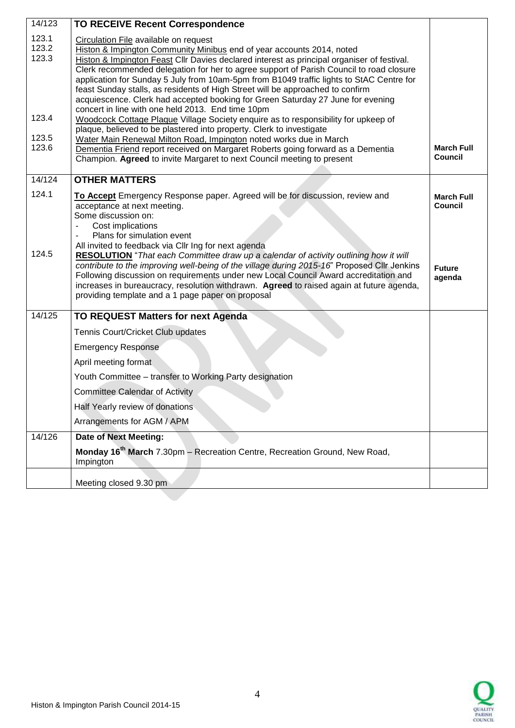| | | |
|---|---|---|
| 14/123 | **TO RECEIVE Recent Correspondence** | |
| 123.1 | Circulation File available on request | |
| 123.2 | Histon & Impington Community Minibus end of year accounts 2014, noted | |
| 123.3 | Histon & Impington Feast Cllr Davies declared interest as principal organiser of festival. Clerk recommended delegation for her to agree support of Parish Council to road closure application for Sunday 5 July from 10am-5pm from B1049 traffic lights to StAC Centre for feast Sunday stalls, as residents of High Street will be approached to confirm acquiescence. Clerk had accepted booking for Green Saturday 27 June for evening concert in line with one held 2013. End time 10pm | |
| 123.4 | Woodcock Cottage Plaque Village Society enquire as to responsibility for upkeep of plaque, believed to be plastered into property. Clerk to investigate | |
| 123.5 | Water Main Renewal Milton Road, Impington noted works due in March | |
| 123.6 | Dementia Friend report received on Margaret Roberts going forward as a Dementia Champion. **Agreed** to invite Margaret to next Council meeting to present | **March Full Council** |
| 14/124 | **OTHER MATTERS** | |
| 124.1 | **To Accept** Emergency Response paper. Agreed will be for discussion, review and acceptance at next meeting.<br>Some discussion on:<br>- Cost implications<br>- Plans for simulation event<br>All invited to feedback via Cllr Ing for next agenda | **March Full Council** |
| 124.5 | **RESOLUTION** "*That each Committee draw up a calendar of activity outlining how it will contribute to the improving well-being of the village during 2015-16*" Proposed Cllr Jenkins Following discussion on requirements under new Local Council Award accreditation and increases in bureaucracy, resolution withdrawn. **Agreed** to raised again at future agenda, providing template and a 1 page paper on proposal | **Future agenda** |
| 14/125 | **TO REQUEST Matters for next Agenda** | |
| | Tennis Court/Cricket Club updates | |
| | Emergency Response | |
| | April meeting format | |
| | Youth Committee – transfer to Working Party designation | |
| | Committee Calendar of Activity | |
| | Half Yearly review of donations | |
| | Arrangements for AGM / APM | |
| 14/126 | **Date of Next Meeting:** | |
| | **Monday 16th March** 7.30pm – Recreation Centre, Recreation Ground, New Road, Impington | |
| | Meeting closed 9.30 pm | |